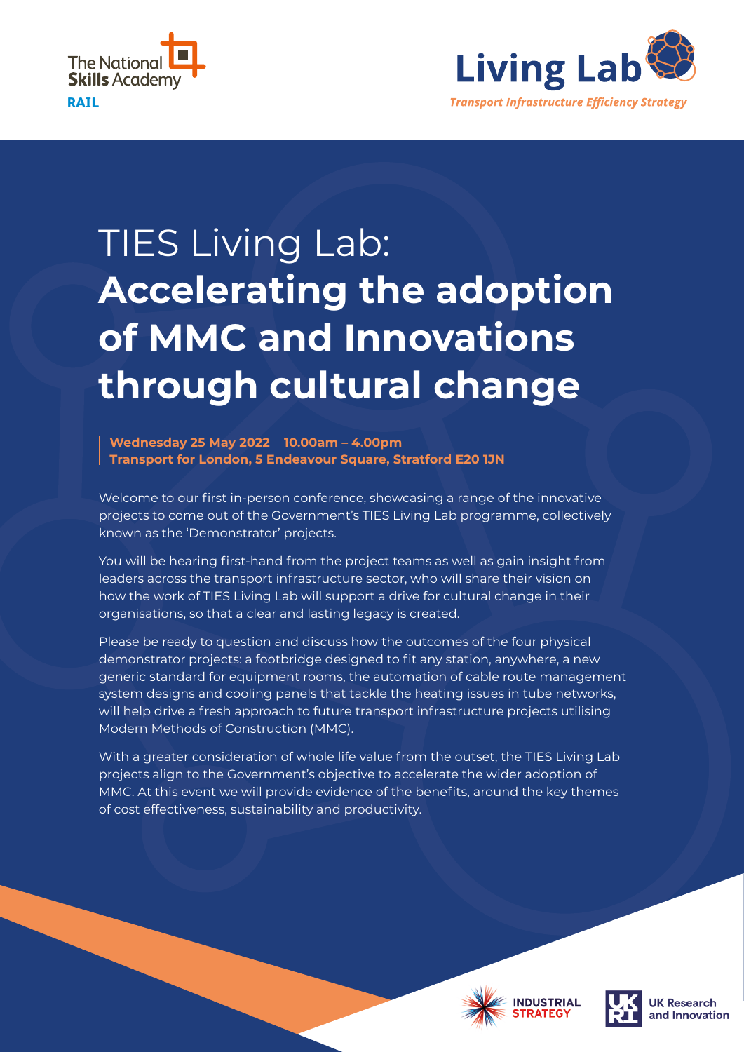The National Skills Academy RAIL

Living Lab

*Transport Infrastructure Efficiency Strategy*

# TIES Living Lab: **Accelerating the adoption of MMC and Innovations through cultural change**

**Wednesday 25 May 2022 10.00am – 4.00pm**
**Transport for London, 5 Endeavour Square, Stratford E20 1JN**

Welcome to our first in-person conference, showcasing a range of the innovative projects to come out of the Government's TIES Living Lab programme, collectively known as the 'Demonstrator' projects.

You will be hearing first-hand from the project teams as well as gain insight from leaders across the transport infrastructure sector, who will share their vision on how the work of TIES Living Lab will support a drive for cultural change in their organisations, so that a clear and lasting legacy is created.

Please be ready to question and discuss how the outcomes of the four physical demonstrator projects: a footbridge designed to fit any station, anywhere, a new generic standard for equipment rooms, the automation of cable route management system designs and cooling panels that tackle the heating issues in tube networks, will help drive a fresh approach to future transport infrastructure projects utilising Modern Methods of Construction (MMC).

With a greater consideration of whole life value from the outset, the TIES Living Lab projects align to the Government's objective to accelerate the wider adoption of MMC. At this event we will provide evidence of the benefits, around the key themes of cost effectiveness, sustainability and productivity.

INDUSTRIAL STRATEGY

UK Research and Innovation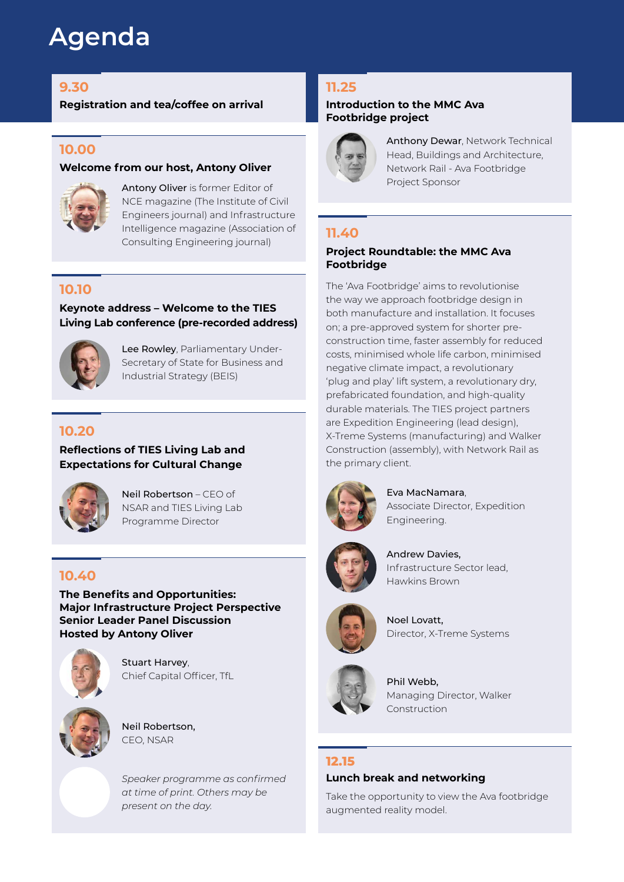# Agenda

## 9.30

**Registration and tea/coffee on arrival**

## 10.00

**Welcome from our host, Antony Oliver**

Antony Oliver is former Editor of NCE magazine (The Institute of Civil Engineers journal) and Infrastructure Intelligence magazine (Association of Consulting Engineering journal)

## 10.10

**Keynote address – Welcome to the TIES Living Lab conference (pre-recorded address)**

Lee Rowley, Parliamentary Under-Secretary of State for Business and Industrial Strategy (BEIS)

## 10.20

**Reflections of TIES Living Lab and Expectations for Cultural Change**

Neil Robertson – CEO of NSAR and TIES Living Lab Programme Director

## 10.40

**The Benefits and Opportunities: Major Infrastructure Project Perspective Senior Leader Panel Discussion Hosted by Antony Oliver**

Stuart Harvey, Chief Capital Officer, TfL

Neil Robertson, CEO, NSAR

*Speaker programme as confirmed at time of print. Others may be present on the day.*

## 11.25

**Introduction to the MMC Ava Footbridge project**

Anthony Dewar, Network Technical Head, Buildings and Architecture, Network Rail - Ava Footbridge Project Sponsor

## 11.40

**Project Roundtable: the MMC Ava Footbridge**

The 'Ava Footbridge' aims to revolutionise the way we approach footbridge design in both manufacture and installation. It focuses on; a pre-approved system for shorter pre-construction time, faster assembly for reduced costs, minimised whole life carbon, minimised negative climate impact, a revolutionary 'plug and play' lift system, a revolutionary dry, prefabricated foundation, and high-quality durable materials. The TIES project partners are Expedition Engineering (lead design), X-Treme Systems (manufacturing) and Walker Construction (assembly), with Network Rail as the primary client.

Eva MacNamara, Associate Director, Expedition Engineering.

Andrew Davies, Infrastructure Sector lead, Hawkins Brown

Noel Lovatt, Director, X-Treme Systems

Phil Webb, Managing Director, Walker Construction

## 12.15

**Lunch break and networking**

Take the opportunity to view the Ava footbridge augmented reality model.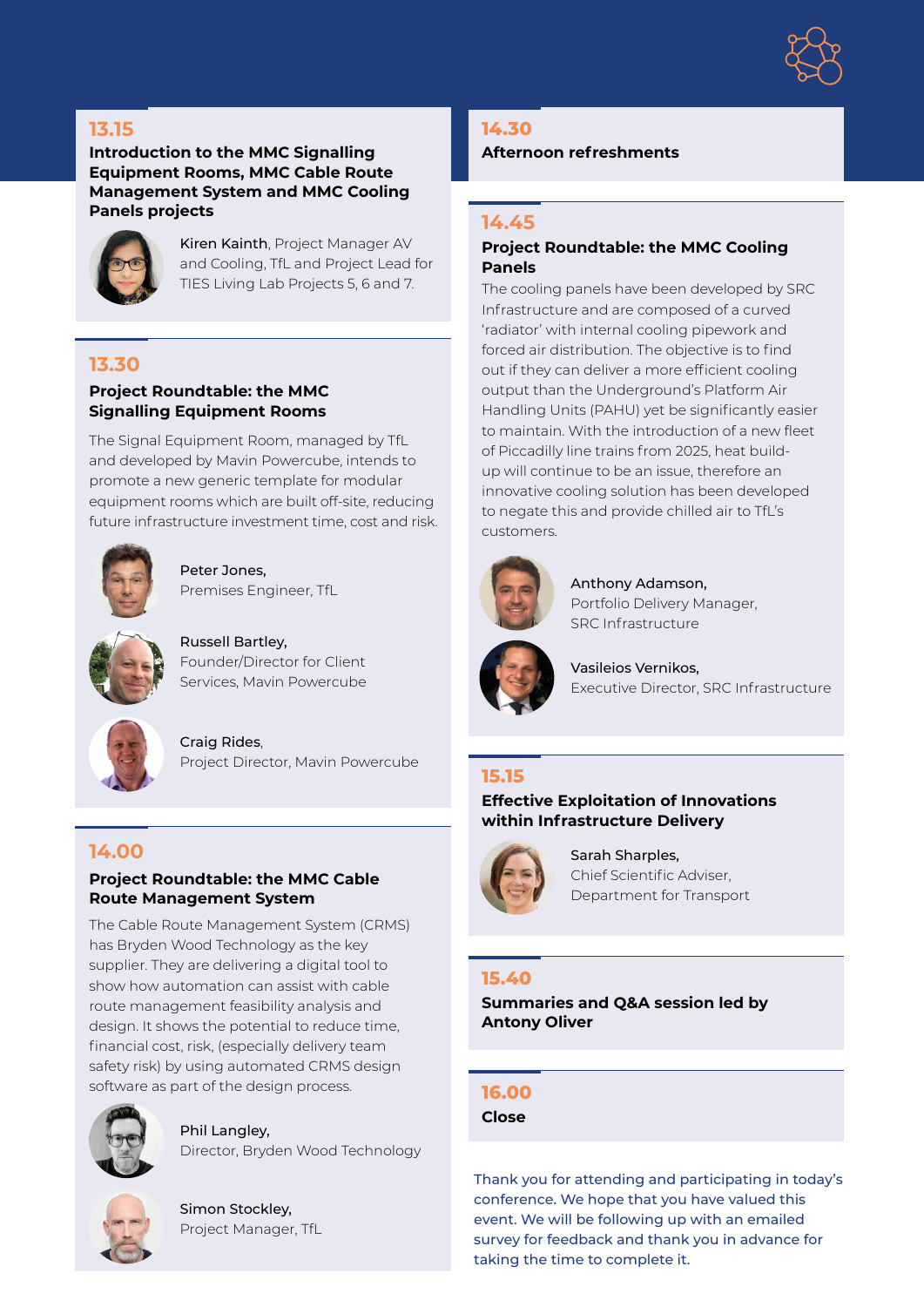## 13.15

### Introduction to the MMC Signalling Equipment Rooms, MMC Cable Route Management System and MMC Cooling Panels projects

**Kiren Kainth**, Project Manager AV and Cooling, TfL and Project Lead for TIES Living Lab Projects 5, 6 and 7.

## 13.30

### Project Roundtable: the MMC Signalling Equipment Rooms

The Signal Equipment Room, managed by TfL and developed by Mavin Powercube, intends to promote a new generic template for modular equipment rooms which are built off-site, reducing future infrastructure investment time, cost and risk.

**Peter Jones,**
Premises Engineer, TfL

**Russell Bartley,**
Founder/Director for Client Services, Mavin Powercube

**Craig Rides,**
Project Director, Mavin Powercube

## 14.00

### Project Roundtable: the MMC Cable Route Management System

The Cable Route Management System (CRMS) has Bryden Wood Technology as the key supplier. They are delivering a digital tool to show how automation can assist with cable route management feasibility analysis and design. It shows the potential to reduce time, financial cost, risk, (especially delivery team safety risk) by using automated CRMS design software as part of the design process.

**Phil Langley,**
Director, Bryden Wood Technology

**Simon Stockley,**
Project Manager, TfL

## 14.30

### Afternoon refreshments

## 14.45

### Project Roundtable: the MMC Cooling Panels

The cooling panels have been developed by SRC Infrastructure and are composed of a curved 'radiator' with internal cooling pipework and forced air distribution. The objective is to find out if they can deliver a more efficient cooling output than the Underground's Platform Air Handling Units (PAHU) yet be significantly easier to maintain. With the introduction of a new fleet of Piccadilly line trains from 2025, heat build-up will continue to be an issue, therefore an innovative cooling solution has been developed to negate this and provide chilled air to TfL's customers.

**Anthony Adamson,**
Portfolio Delivery Manager, SRC Infrastructure

**Vasileios Vernikos,**
Executive Director, SRC Infrastructure

## 15.15

### Effective Exploitation of Innovations within Infrastructure Delivery

**Sarah Sharples,**
Chief Scientific Adviser, Department for Transport

## 15.40

### Summaries and Q&A session led by Antony Oliver

## 16.00

### Close

Thank you for attending and participating in today's conference. We hope that you have valued this event. We will be following up with an emailed survey for feedback and thank you in advance for taking the time to complete it.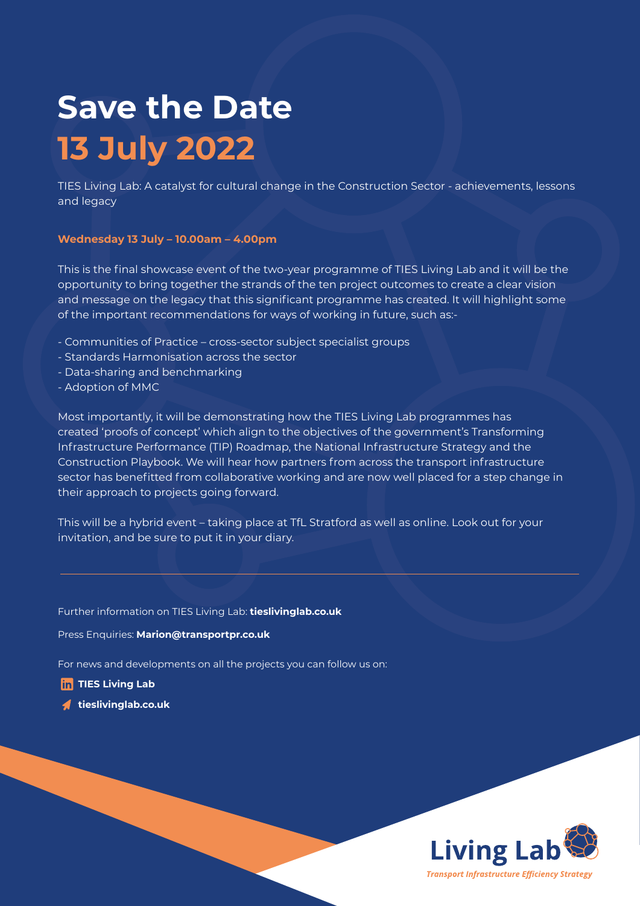# Save the Date
# 13 July 2022

TIES Living Lab: A catalyst for cultural change in the Construction Sector - achievements, lessons and legacy

**Wednesday 13 July – 10.00am – 4.00pm**

This is the final showcase event of the two-year programme of TIES Living Lab and it will be the opportunity to bring together the strands of the ten project outcomes to create a clear vision and message on the legacy that this significant programme has created. It will highlight some of the important recommendations for ways of working in future, such as:-

- Communities of Practice – cross-sector subject specialist groups
- Standards Harmonisation across the sector
- Data-sharing and benchmarking
- Adoption of MMC

Most importantly, it will be demonstrating how the TIES Living Lab programmes has created 'proofs of concept' which align to the objectives of the government's Transforming Infrastructure Performance (TIP) Roadmap, the National Infrastructure Strategy and the Construction Playbook. We will hear how partners from across the transport infrastructure sector has benefitted from collaborative working and are now well placed for a step change in their approach to projects going forward.

This will be a hybrid event – taking place at TfL Stratford as well as online. Look out for your invitation, and be sure to put it in your diary.

---

Further information on TIES Living Lab: **tieslivinglab.co.uk**

Press Enquiries: **Marion@transportpr.co.uk**

For news and developments on all the projects you can follow us on:

**TIES Living Lab**

**tieslivinglab.co.uk**

Living Lab

*Transport Infrastructure Efficiency Strategy*